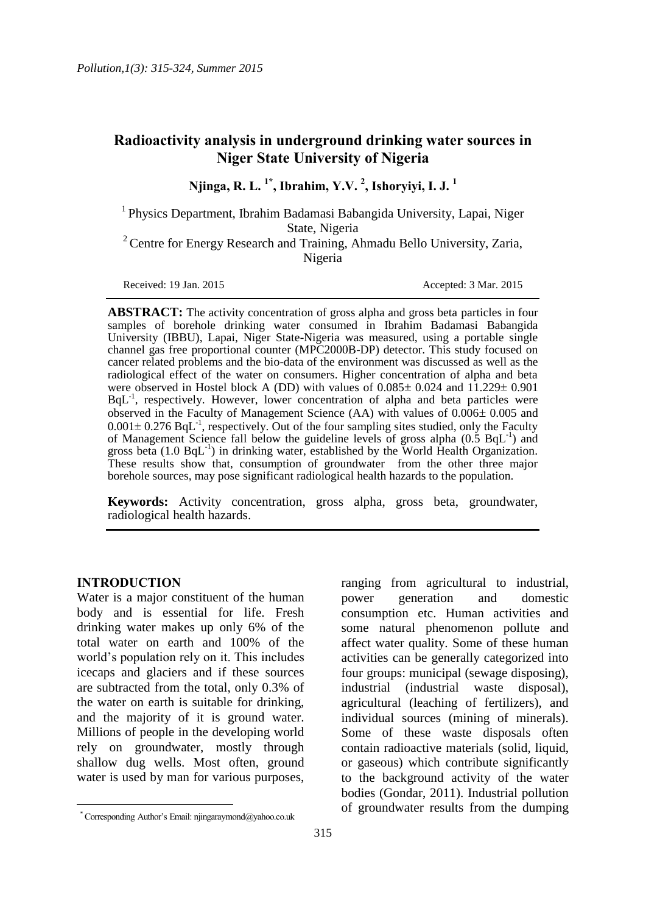# Radioactivity analysis in underground drinking water sources in Niger State University of Nigeria

**Njinga, R. L. [1*], Ibrahim, Y.V. [2], Ishoryiyi, I. J. [1]**

[1] Physics Department, Ibrahim Badamasi Babangida University, Lapai, Niger State, Nigeria

[2] Centre for Energy Research and Training, Ahmadu Bello University, Zaria, Nigeria

Received: 19 Jan. 2015 Accepted: 3 Mar. 2015

**ABSTRACT:** The activity concentration of gross alpha and gross beta particles in four samples of borehole drinking water consumed in Ibrahim Badamasi Babangida University (IBBU), Lapai, Niger State-Nigeria was measured, using a portable single channel gas free proportional counter (MPC2000B-DP) detector. This study focused on cancer related problems and the bio-data of the environment was discussed as well as the radiological effect of the water on consumers. Higher concentration of alpha and beta were observed in Hostel block A (DD) with values of 0.085± 0.024 and 11.229± 0.901 $BqL^{-1}$, respectively. However, lower concentration of alpha and beta particles were observed in the Faculty of Management Science (AA) with values of 0.006± 0.005 and 0.001± 0.276 $BqL^{-1}$, respectively. Out of the four sampling sites studied, only the Faculty of Management Science fall below the guideline levels of gross alpha (0.5 $BqL^{-1}$) and gross beta (1.0 $BqL^{-1}$) in drinking water, established by the World Health Organization. These results show that, consumption of groundwater from the other three major borehole sources, may pose significant radiological health hazards to the population.

**Keywords:** Activity concentration, gross alpha, gross beta, groundwater, radiological health hazards.

## INTRODUCTION

Water is a major constituent of the human body and is essential for life. Fresh drinking water makes up only 6% of the total water on earth and 100% of the world's population rely on it. This includes icecaps and glaciers and if these sources are subtracted from the total, only 0.3% of the water on earth is suitable for drinking, and the majority of it is ground water. Millions of people in the developing world rely on groundwater, mostly through shallow dug wells. Most often, ground water is used by man for various purposes, ranging from agricultural to industrial, power generation and domestic consumption etc. Human activities and some natural phenomenon pollute and affect water quality. Some of these human activities can be generally categorized into four groups: municipal (sewage disposing), industrial (industrial waste disposal), agricultural (leaching of fertilizers), and individual sources (mining of minerals). Some of these waste disposals often contain radioactive materials (solid, liquid, or gaseous) which contribute significantly to the background activity of the water bodies (Gondar, 2011). Industrial pollution of groundwater results from the dumping

* Corresponding Author's Email: njingaraymond@yahoo.co.uk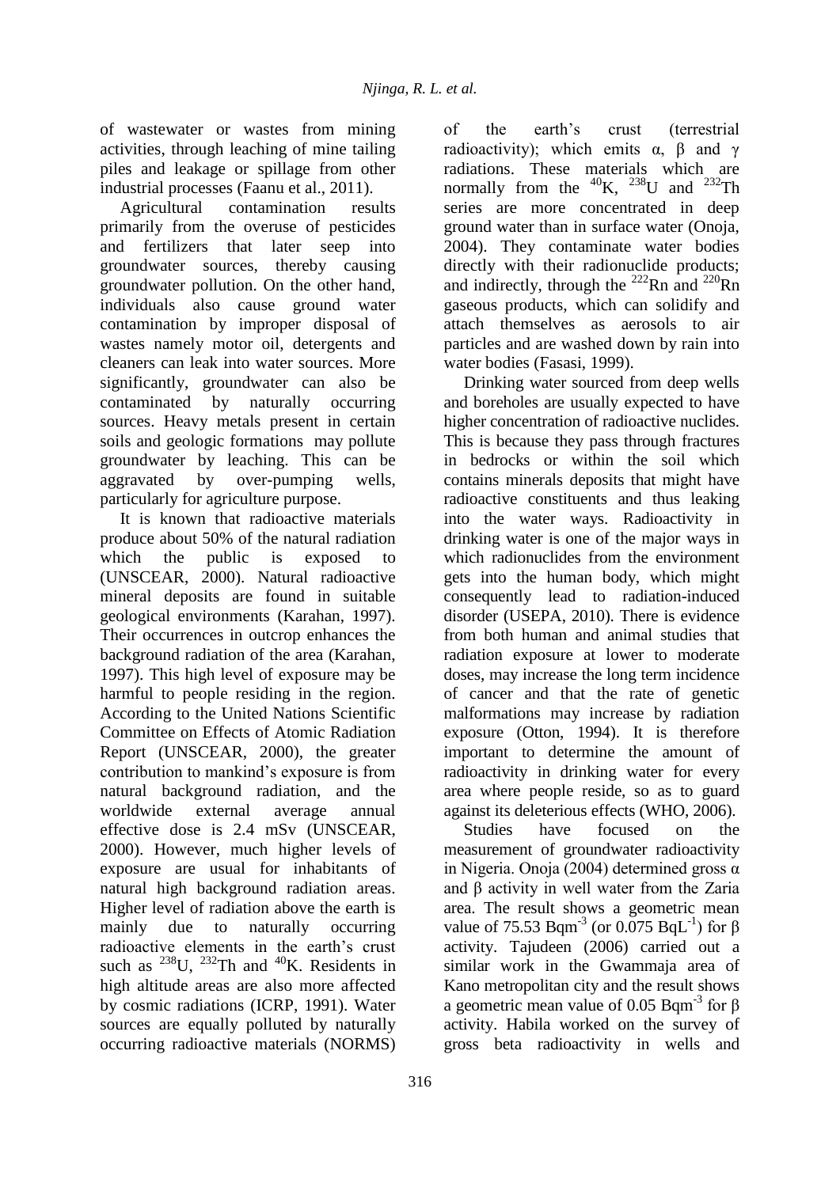of wastewater or wastes from mining activities, through leaching of mine tailing piles and leakage or spillage from other industrial processes (Faanu et al., 2011).

Agricultural contamination results primarily from the overuse of pesticides and fertilizers that later seep into groundwater sources, thereby causing groundwater pollution. On the other hand, individuals also cause ground water contamination by improper disposal of wastes namely motor oil, detergents and cleaners can leak into water sources. More significantly, groundwater can also be contaminated by naturally occurring sources. Heavy metals present in certain soils and geologic formations may pollute groundwater by leaching. This can be aggravated by over-pumping wells, particularly for agriculture purpose.

It is known that radioactive materials produce about 50% of the natural radiation which the public is exposed to (UNSCEAR, 2000). Natural radioactive mineral deposits are found in suitable geological environments (Karahan, 1997). Their occurrences in outcrop enhances the background radiation of the area (Karahan, 1997). This high level of exposure may be harmful to people residing in the region. According to the United Nations Scientific Committee on Effects of Atomic Radiation Report (UNSCEAR, 2000), the greater contribution to mankind's exposure is from natural background radiation, and the worldwide external average annual effective dose is 2.4 mSv (UNSCEAR, 2000). However, much higher levels of exposure are usual for inhabitants of natural high background radiation areas. Higher level of radiation above the earth is mainly due to naturally occurring radioactive elements in the earth's crust such as $^{238}$U, $^{232}$Th and $^{40}$K. Residents in high altitude areas are also more affected by cosmic radiations (ICRP, 1991). Water sources are equally polluted by naturally occurring radioactive materials (NORMS) of the earth's crust (terrestrial radioactivity); which emits α, β and γ radiations. These materials which are normally from the $^{40}$K, $^{238}$U and $^{232}$Th series are more concentrated in deep ground water than in surface water (Onoja, 2004). They contaminate water bodies directly with their radionuclide products; and indirectly, through the $^{222}$Rn and $^{220}$Rn gaseous products, which can solidify and attach themselves as aerosols to air particles and are washed down by rain into water bodies (Fasasi, 1999).

Drinking water sourced from deep wells and boreholes are usually expected to have higher concentration of radioactive nuclides. This is because they pass through fractures in bedrocks or within the soil which contains minerals deposits that might have radioactive constituents and thus leaking into the water ways. Radioactivity in drinking water is one of the major ways in which radionuclides from the environment gets into the human body, which might consequently lead to radiation-induced disorder (USEPA, 2010). There is evidence from both human and animal studies that radiation exposure at lower to moderate doses, may increase the long term incidence of cancer and that the rate of genetic malformations may increase by radiation exposure (Otton, 1994). It is therefore important to determine the amount of radioactivity in drinking water for every area where people reside, so as to guard against its deleterious effects (WHO, 2006).

Studies have focused on the measurement of groundwater radioactivity in Nigeria. Onoja (2004) determined gross α and β activity in well water from the Zaria area. The result shows a geometric mean value of 75.53 Bqm$^{-3}$ (or 0.075 BqL$^{-1}$) for β activity. Tajudeen (2006) carried out a similar work in the Gwammaja area of Kano metropolitan city and the result shows a geometric mean value of 0.05 Bqm$^{-3}$ for β activity. Habila worked on the survey of gross beta radioactivity in wells and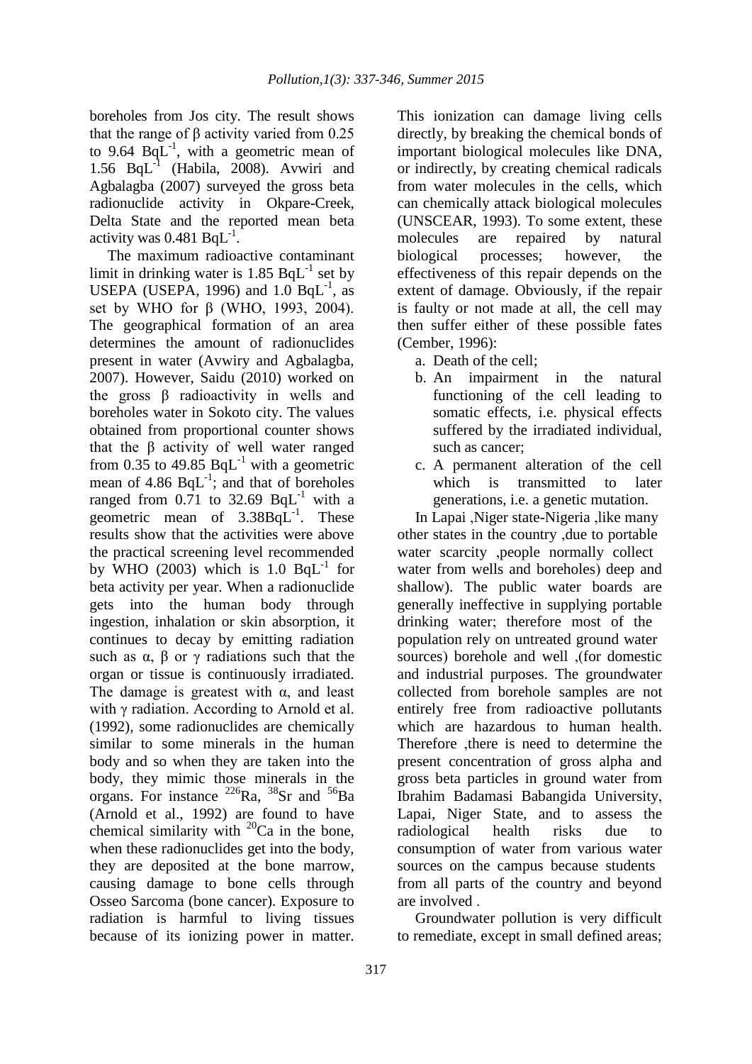boreholes from Jos city. The result shows that the range of β activity varied from 0.25 to 9.64 $BqL^{-1}$, with a geometric mean of 1.56 $BqL^{-1}$ (Habila, 2008). Avwiri and Agbalagba (2007) surveyed the gross beta radionuclide activity in Okpare-Creek, Delta State and the reported mean beta activity was 0.481 $BqL^{-1}$.

The maximum radioactive contaminant limit in drinking water is 1.85 $BqL^{-1}$ set by USEPA (USEPA, 1996) and 1.0 $BqL^{-1}$, as set by WHO for β (WHO, 1993, 2004). The geographical formation of an area determines the amount of radionuclides present in water (Avwiry and Agbalagba, 2007). However, Saidu (2010) worked on the gross β radioactivity in wells and boreholes water in Sokoto city. The values obtained from proportional counter shows that the β activity of well water ranged from 0.35 to 49.85 $BqL^{-1}$ with a geometric mean of 4.86 $BqL^{-1}$; and that of boreholes ranged from 0.71 to 32.69 $BqL^{-1}$ with a geometric mean of 3.38$BqL^{-1}$. These results show that the activities were above the practical screening level recommended by WHO (2003) which is 1.0 $BqL^{-1}$ for beta activity per year. When a radionuclide gets into the human body through ingestion, inhalation or skin absorption, it continues to decay by emitting radiation such as α, β or γ radiations such that the organ or tissue is continuously irradiated. The damage is greatest with α, and least with γ radiation. According to Arnold et al. (1992), some radionuclides are chemically similar to some minerals in the human body and so when they are taken into the body, they mimic those minerals in the organs. For instance $^{226}Ra$, $^{38}Sr$ and $^{56}Ba$ (Arnold et al., 1992) are found to have chemical similarity with $^{20}Ca$ in the bone, when these radionuclides get into the body, they are deposited at the bone marrow, causing damage to bone cells through Osseo Sarcoma (bone cancer). Exposure to radiation is harmful to living tissues because of its ionizing power in matter. This ionization can damage living cells directly, by breaking the chemical bonds of important biological molecules like DNA, or indirectly, by creating chemical radicals from water molecules in the cells, which can chemically attack biological molecules (UNSCEAR, 1993). To some extent, these molecules are repaired by natural biological processes; however, the effectiveness of this repair depends on the extent of damage. Obviously, if the repair is faulty or not made at all, the cell may then suffer either of these possible fates (Cember, 1996):

a. Death of the cell;
b. An impairment in the natural functioning of the cell leading to somatic effects, i.e. physical effects suffered by the irradiated individual, such as cancer;
c. A permanent alteration of the cell which is transmitted to later generations, i.e. a genetic mutation.

In Lapai ,Niger state-Nigeria ,like many other states in the country ,due to portable water scarcity ,people normally collect water from wells and boreholes) deep and shallow). The public water boards are generally ineffective in supplying portable drinking water; therefore most of the population rely on untreated ground water sources) borehole and well ,(for domestic and industrial purposes. The groundwater collected from borehole samples are not entirely free from radioactive pollutants which are hazardous to human health. Therefore ,there is need to determine the present concentration of gross alpha and gross beta particles in ground water from Ibrahim Badamasi Babangida University, Lapai, Niger State, and to assess the radiological health risks due to consumption of water from various water sources on the campus because students from all parts of the country and beyond are involved .

Groundwater pollution is very difficult to remediate, except in small defined areas;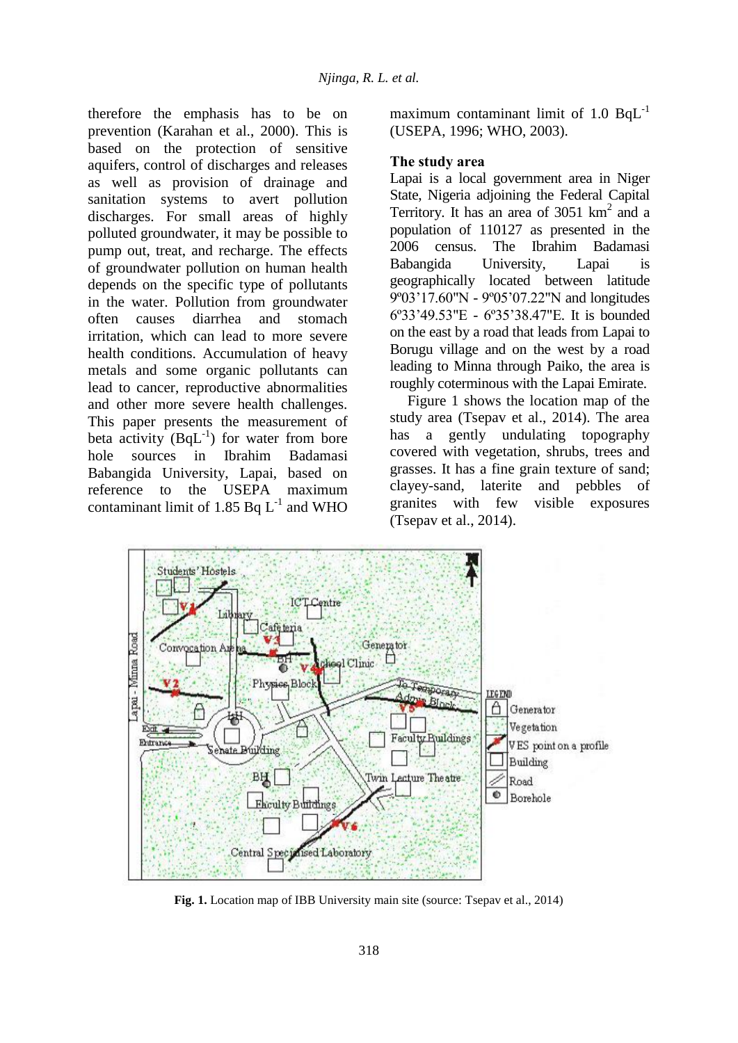therefore the emphasis has to be on prevention (Karahan et al., 2000). This is based on the protection of sensitive aquifers, control of discharges and releases as well as provision of drainage and sanitation systems to avert pollution discharges. For small areas of highly polluted groundwater, it may be possible to pump out, treat, and recharge. The effects of groundwater pollution on human health depends on the specific type of pollutants in the water. Pollution from groundwater often causes diarrhea and stomach irritation, which can lead to more severe health conditions. Accumulation of heavy metals and some organic pollutants can lead to cancer, reproductive abnormalities and other more severe health challenges. This paper presents the measurement of beta activity ($BqL^{-1}$) for water from bore hole sources in Ibrahim Badamasi Babangida University, Lapai, based on reference to the USEPA maximum contaminant limit of 1.85 Bq $L^{-1}$ and WHO maximum contaminant limit of 1.0 $BqL^{-1}$ (USEPA, 1996; WHO, 2003).

## The study area

Lapai is a local government area in Niger State, Nigeria adjoining the Federal Capital Territory. It has an area of 3051 $km^2$ and a population of 110127 as presented in the 2006 census. The Ibrahim Badamasi Babangida University, Lapai is geographically located between latitude 9º03'17.60"N - 9º05'07.22"N and longitudes 6º33'49.53"E - 6º35'38.47"E. It is bounded on the east by a road that leads from Lapai to Borugu village and on the west by a road leading to Minna through Paiko, the area is roughly coterminous with the Lapai Emirate.

Figure 1 shows the location map of the study area (Tsepav et al., 2014). The area has a gently undulating topography covered with vegetation, shrubs, trees and grasses. It has a fine grain texture of sand; clayey-sand, laterite and pebbles of granites with few visible exposures (Tsepav et al., 2014).

**Fig. 1.** Location map of IBB University main site (source: Tsepav et al., 2014)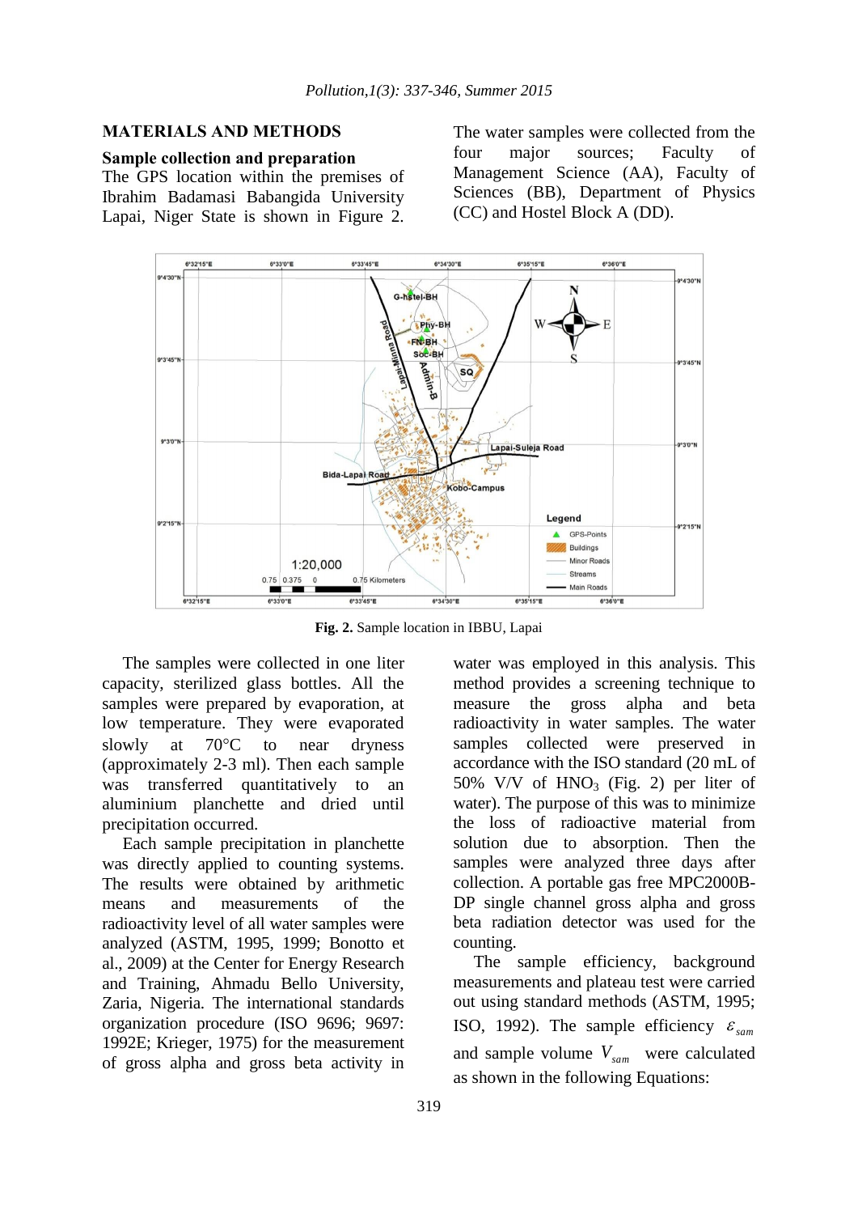## MATERIALS AND METHODS

### Sample collection and preparation

The GPS location within the premises of Ibrahim Badamasi Babangida University Lapai, Niger State is shown in Figure 2. The water samples were collected from the four major sources; Faculty of Management Science (AA), Faculty of Sciences (BB), Department of Physics (CC) and Hostel Block A (DD).

**Fig. 2.** Sample location in IBBU, Lapai

The samples were collected in one liter capacity, sterilized glass bottles. All the samples were prepared by evaporation, at low temperature. They were evaporated slowly at 70°C to near dryness (approximately 2-3 ml). Then each sample was transferred quantitatively to an aluminium planchette and dried until precipitation occurred.

Each sample precipitation in planchette was directly applied to counting systems. The results were obtained by arithmetic means and measurements of the radioactivity level of all water samples were analyzed (ASTM, 1995, 1999; Bonotto et al., 2009) at the Center for Energy Research and Training, Ahmadu Bello University, Zaria, Nigeria. The international standards organization procedure (ISO 9696; 9697: 1992E; Krieger, 1975) for the measurement of gross alpha and gross beta activity in water was employed in this analysis. This method provides a screening technique to measure the gross alpha and beta radioactivity in water samples. The water samples collected were preserved in accordance with the ISO standard (20 mL of 50% V/V of $HNO_3$ (Fig. 2) per liter of water). The purpose of this was to minimize the loss of radioactive material from solution due to absorption. Then the samples were analyzed three days after collection. A portable gas free MPC2000B-DP single channel gross alpha and gross beta radiation detector was used for the counting.

The sample efficiency, background measurements and plateau test were carried out using standard methods (ASTM, 1995; ISO, 1992). The sample efficiency $\varepsilon_{sam}$ and sample volume $V_{sam}$ were calculated as shown in the following Equations: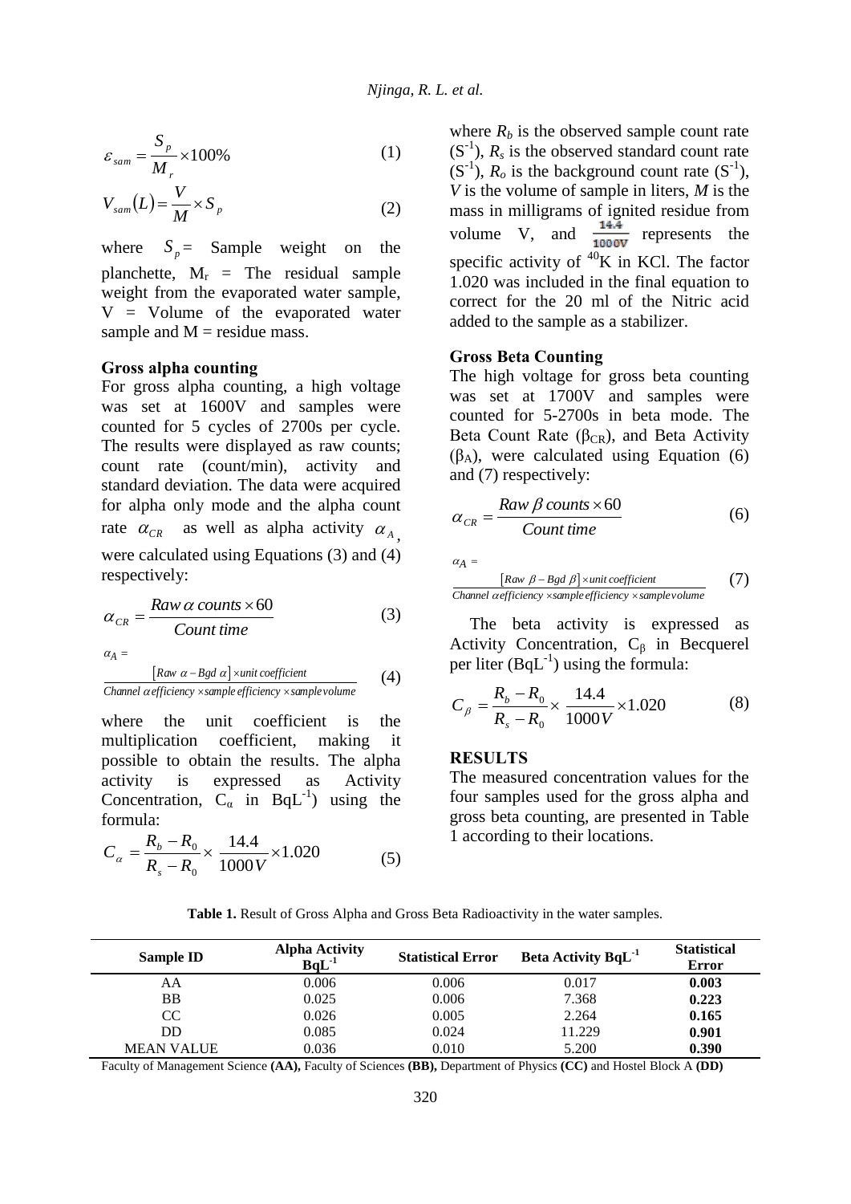$$\varepsilon_{sam} = \frac{S_p}{M_r} \times 100\% \quad (1)$$

$$V_{sam}(L) = \frac{V}{M} \times S_p \quad (2)$$

where $S_p$ = Sample weight on the planchette, $M_r$ = The residual sample weight from the evaporated water sample, V = Volume of the evaporated water sample and M = residue mass.

**Gross alpha counting**

For gross alpha counting, a high voltage was set at 1600V and samples were counted for 5 cycles of 2700s per cycle. The results were displayed as raw counts; count rate (count/min), activity and standard deviation. The data were acquired for alpha only mode and the alpha count rate $\alpha_{CR}$ as well as alpha activity $\alpha_A$, were calculated using Equations (3) and (4) respectively:

$$\alpha_{CR} = \frac{Raw\ \alpha\ counts \times 60}{Count\ time} \quad (3)$$

$$\alpha_A = \frac{[Raw\ \alpha - Bgd\ \alpha] \times unit\ coefficient}{Channel\ \alpha\ efficiency \times sample\ efficiency \times sample\ volume} \quad (4)$$

where the unit coefficient is the multiplication coefficient, making it possible to obtain the results. The alpha activity is expressed as Activity Concentration, $C_\alpha$ in $BqL^{-1}$) using the formula:

$$C_\alpha = \frac{R_b - R_0}{R_s - R_0} \times \frac{14.4}{1000V} \times 1.020 \quad (5)$$

where $R_b$ is the observed sample count rate ($S^{-1}$), $R_s$ is the observed standard count rate ($S^{-1}$), $R_o$ is the background count rate ($S^{-1}$), $V$ is the volume of sample in liters, $M$ is the mass in milligrams of ignited residue from volume V, and $\frac{14.4}{1000V}$ represents the specific activity of $^{40}K$ in KCl. The factor 1.020 was included in the final equation to correct for the 20 ml of the Nitric acid added to the sample as a stabilizer.

**Gross Beta Counting**

The high voltage for gross beta counting was set at 1700V and samples were counted for 5-2700s in beta mode. The Beta Count Rate ($\beta_{CR}$), and Beta Activity ($\beta_A$), were calculated using Equation (6) and (7) respectively:

$$\alpha_{CR} = \frac{Raw\ \beta\ counts \times 60}{Count\ time} \quad (6)$$

$$\alpha_A = \frac{[Raw\ \beta - Bgd\ \beta] \times unit\ coefficient}{Channel\ \alpha\ efficiency \times sample\ efficiency \times sample\ volume} \quad (7)$$

The beta activity is expressed as Activity Concentration, $C_\beta$ in Becquerel per liter ($BqL^{-1}$) using the formula:

$$C_\beta = \frac{R_b - R_0}{R_s - R_0} \times \frac{14.4}{1000V} \times 1.020 \quad (8)$$

## RESULTS

The measured concentration values for the four samples used for the gross alpha and gross beta counting, are presented in Table 1 according to their locations.

**Table 1.** Result of Gross Alpha and Gross Beta Radioactivity in the water samples.

| Sample ID | Alpha Activity $BqL^{-1}$ | Statistical Error | Beta Activity $BqL^{-1}$ | Statistical Error |
|---|---|---|---|---|
| AA | 0.006 | 0.006 | 0.017 | **0.003** |
| BB | 0.025 | 0.006 | 7.368 | **0.223** |
| CC | 0.026 | 0.005 | 2.264 | **0.165** |
| DD | 0.085 | 0.024 | 11.229 | **0.901** |
| MEAN VALUE | 0.036 | 0.010 | 5.200 | **0.390** |

Faculty of Management Science **(AA),** Faculty of Sciences **(BB),** Department of Physics **(CC)** and Hostel Block A **(DD)**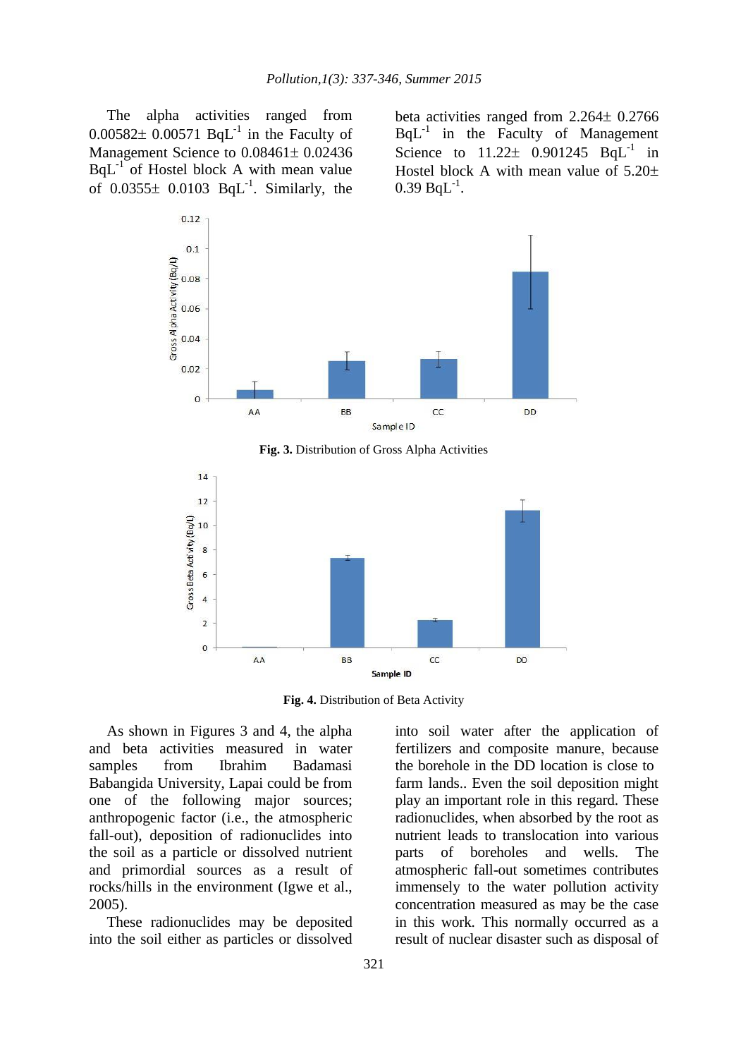The alpha activities ranged from 0.00582± 0.00571 $BqL^{-1}$ in the Faculty of Management Science to 0.08461± 0.02436 $BqL^{-1}$ of Hostel block A with mean value of 0.0355± 0.0103 $BqL^{-1}$. Similarly, the beta activities ranged from 2.264± 0.2766 $BqL^{-1}$ in the Faculty of Management Science to 11.22± 0.901245 $BqL^{-1}$ in Hostel block A with mean value of 5.20± 0.39 $BqL^{-1}$.

**Fig. 3.** Distribution of Gross Alpha Activities

**Fig. 4.** Distribution of Beta Activity

As shown in Figures 3 and 4, the alpha and beta activities measured in water samples from Ibrahim Badamasi Babangida University, Lapai could be from one of the following major sources; anthropogenic factor (i.e., the atmospheric fall-out), deposition of radionuclides into the soil as a particle or dissolved nutrient and primordial sources as a result of rocks/hills in the environment (Igwe et al., 2005).

These radionuclides may be deposited into the soil either as particles or dissolved into soil water after the application of fertilizers and composite manure, because the borehole in the DD location is close to farm lands.. Even the soil deposition might play an important role in this regard. These radionuclides, when absorbed by the root as nutrient leads to translocation into various parts of boreholes and wells. The atmospheric fall-out sometimes contributes immensely to the water pollution activity concentration measured as may be the case in this work. This normally occurred as a result of nuclear disaster such as disposal of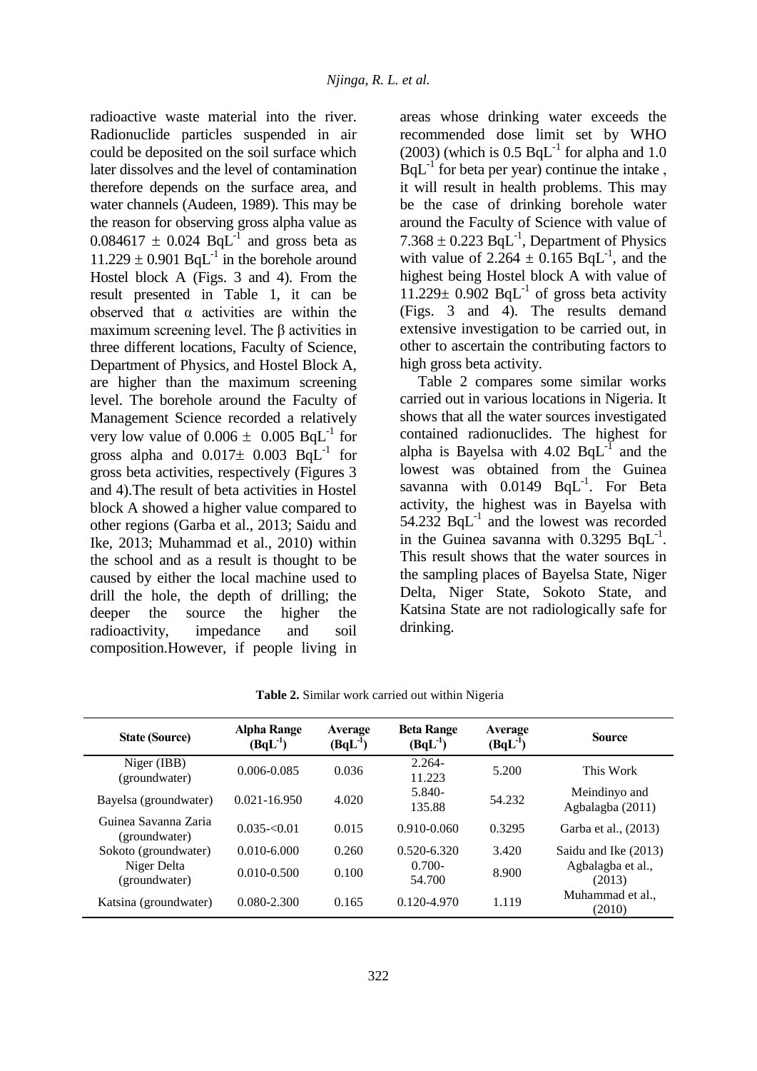radioactive waste material into the river. Radionuclide particles suspended in air could be deposited on the soil surface which later dissolves and the level of contamination therefore depends on the surface area, and water channels (Audeen, 1989). This may be the reason for observing gross alpha value as $0.084617 \pm 0.024$ $BqL^{-1}$ and gross beta as $11.229 \pm 0.901$ $BqL^{-1}$ in the borehole around Hostel block A (Figs. 3 and 4). From the result presented in Table 1, it can be observed that α activities are within the maximum screening level. The β activities in three different locations, Faculty of Science, Department of Physics, and Hostel Block A, are higher than the maximum screening level. The borehole around the Faculty of Management Science recorded a relatively very low value of $0.006 \pm 0.005$ $BqL^{-1}$ for gross alpha and $0.017 \pm 0.003$ $BqL^{-1}$ for gross beta activities, respectively (Figures 3 and 4).The result of beta activities in Hostel block A showed a higher value compared to other regions (Garba et al., 2013; Saidu and Ike, 2013; Muhammad et al., 2010) within the school and as a result is thought to be caused by either the local machine used to drill the hole, the depth of drilling; the deeper the source the higher the radioactivity, impedance and soil composition.However, if people living in areas whose drinking water exceeds the recommended dose limit set by WHO (2003) (which is 0.5 $BqL^{-1}$ for alpha and 1.0 $BqL^{-1}$ for beta per year) continue the intake , it will result in health problems. This may be the case of drinking borehole water around the Faculty of Science with value of $7.368 \pm 0.223$ $BqL^{-1}$, Department of Physics with value of $2.264 \pm 0.165$ $BqL^{-1}$, and the highest being Hostel block A with value of $11.229 \pm 0.902$ $BqL^{-1}$ of gross beta activity (Figs. 3 and 4). The results demand extensive investigation to be carried out, in other to ascertain the contributing factors to high gross beta activity.

Table 2 compares some similar works carried out in various locations in Nigeria. It shows that all the water sources investigated contained radionuclides. The highest for alpha is Bayelsa with 4.02 $BqL^{-1}$ and the lowest was obtained from the Guinea savanna with 0.0149 $BqL^{-1}$. For Beta activity, the highest was in Bayelsa with 54.232 $BqL^{-1}$ and the lowest was recorded in the Guinea savanna with 0.3295 $BqL^{-1}$. This result shows that the water sources in the sampling places of Bayelsa State, Niger Delta, Niger State, Sokoto State, and Katsina State are not radiologically safe for drinking.

**Table 2.** Similar work carried out within Nigeria

| State (Source) | Alpha Range ($BqL^{-1}$) | Average ($BqL^{-1}$) | Beta Range ($BqL^{-1}$) | Average ($BqL^{-1}$) | Source |
|---|---|---|---|---|---|
| Niger (IBB) (groundwater) | 0.006-0.085 | 0.036 | 2.264-11.223 | 5.200 | This Work |
| Bayelsa (groundwater) | 0.021-16.950 | 4.020 | 5.840-135.88 | 54.232 | Meindinyo and Agbalagba (2011) |
| Guinea Savanna Zaria (groundwater) | 0.035-<0.01 | 0.015 | 0.910-0.060 | 0.3295 | Garba et al., (2013) |
| Sokoto (groundwater) | 0.010-6.000 | 0.260 | 0.520-6.320 | 3.420 | Saidu and Ike (2013) |
| Niger Delta (groundwater) | 0.010-0.500 | 0.100 | 0.700-54.700 | 8.900 | Agbalagba et al., (2013) |
| Katsina (groundwater) | 0.080-2.300 | 0.165 | 0.120-4.970 | 1.119 | Muhammad et al., (2010) |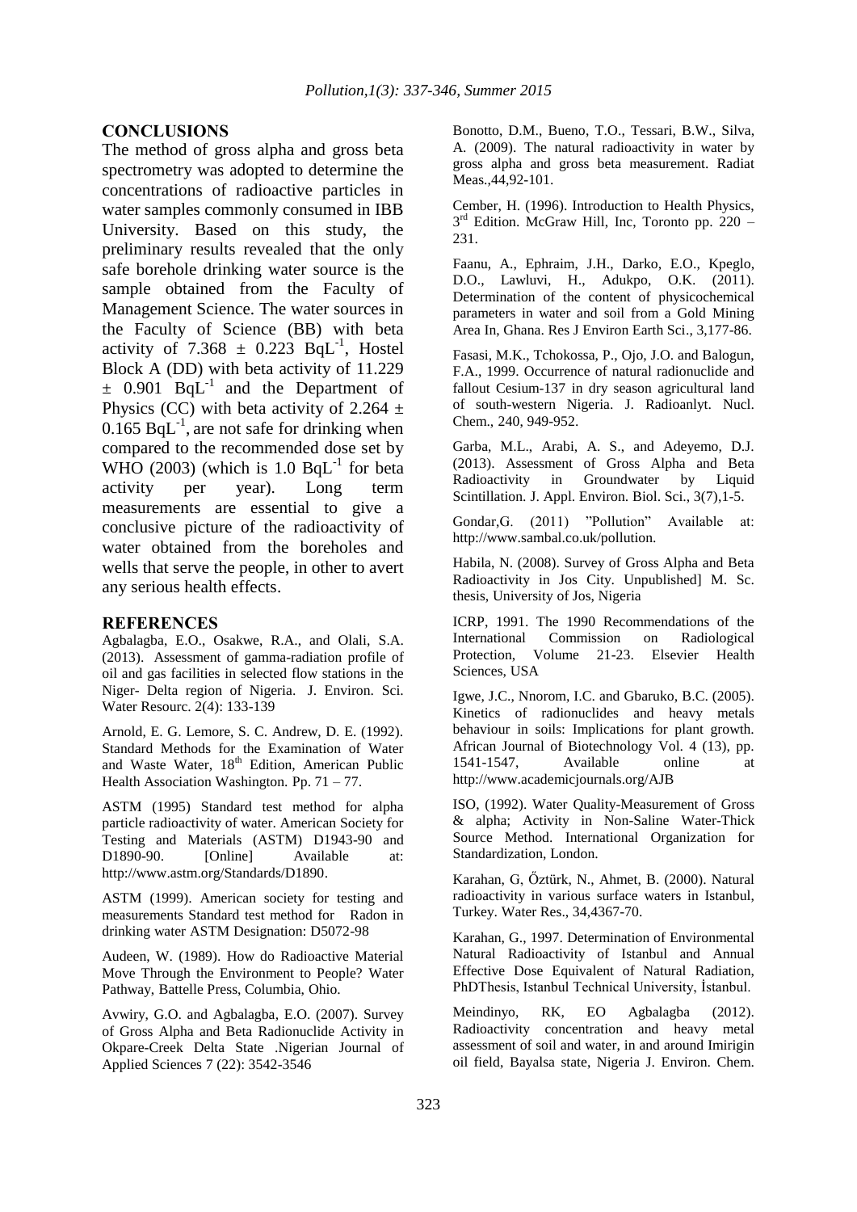## CONCLUSIONS

The method of gross alpha and gross beta spectrometry was adopted to determine the concentrations of radioactive particles in water samples commonly consumed in IBB University. Based on this study, the preliminary results revealed that the only safe borehole drinking water source is the sample obtained from the Faculty of Management Science. The water sources in the Faculty of Science (BB) with beta activity of $7.368 \pm 0.223$ $BqL^{-1}$, Hostel Block A (DD) with beta activity of $11.229 \pm 0.901$ $BqL^{-1}$ and the Department of Physics (CC) with beta activity of $2.264 \pm 0.165$ $BqL^{-1}$, are not safe for drinking when compared to the recommended dose set by WHO (2003) (which is 1.0 $BqL^{-1}$ for beta activity per year). Long term measurements are essential to give a conclusive picture of the radioactivity of water obtained from the boreholes and wells that serve the people, in other to avert any serious health effects.

## REFERENCES

Agbalagba, E.O., Osakwe, R.A., and Olali, S.A. (2013). Assessment of gamma-radiation profile of oil and gas facilities in selected flow stations in the Niger- Delta region of Nigeria. J. Environ. Sci. Water Resourc. 2(4): 133-139

Arnold, E. G. Lemore, S. C. Andrew, D. E. (1992). Standard Methods for the Examination of Water and Waste Water, 18th Edition, American Public Health Association Washington. Pp. 71 – 77.

ASTM (1995) Standard test method for alpha particle radioactivity of water. American Society for Testing and Materials (ASTM) D1943-90 and D1890-90. [Online] Available at: http://www.astm.org/Standards/D1890.

ASTM (1999). American society for testing and measurements Standard test method for Radon in drinking water ASTM Designation: D5072-98

Audeen, W. (1989). How do Radioactive Material Move Through the Environment to People? Water Pathway, Battelle Press, Columbia, Ohio.

Avwiry, G.O. and Agbalagba, E.O. (2007). Survey of Gross Alpha and Beta Radionuclide Activity in Okpare-Creek Delta State .Nigerian Journal of Applied Sciences 7 (22): 3542-3546

Bonotto, D.M., Bueno, T.O., Tessari, B.W., Silva, A. (2009). The natural radioactivity in water by gross alpha and gross beta measurement. Radiat Meas.,44,92-101.

Cember, H. (1996). Introduction to Health Physics, 3rd Edition. McGraw Hill, Inc, Toronto pp. 220 – 231.

Faanu, A., Ephraim, J.H., Darko, E.O., Kpeglo, D.O., Lawluvi, H., Adukpo, O.K. (2011). Determination of the content of physicochemical parameters in water and soil from a Gold Mining Area In, Ghana. Res J Environ Earth Sci., 3,177-86.

Fasasi, M.K., Tchokossa, P., Ojo, J.O. and Balogun, F.A., 1999. Occurrence of natural radionuclide and fallout Cesium-137 in dry season agricultural land of south-western Nigeria. J. Radioanlyt. Nucl. Chem., 240, 949-952.

Garba, M.L., Arabi, A. S., and Adeyemo, D.J. (2013). Assessment of Gross Alpha and Beta Radioactivity in Groundwater by Liquid Scintillation. J. Appl. Environ. Biol. Sci., 3(7),1-5.

Gondar,G. (2011) "Pollution" Available at: http://www.sambal.co.uk/pollution.

Habila, N. (2008). Survey of Gross Alpha and Beta Radioactivity in Jos City. Unpublished] M. Sc. thesis, University of Jos, Nigeria

ICRP, 1991. The 1990 Recommendations of the International Commission on Radiological Protection, Volume 21-23. Elsevier Health Sciences, USA

Igwe, J.C., Nnorom, I.C. and Gbaruko, B.C. (2005). Kinetics of radionuclides and heavy metals behaviour in soils: Implications for plant growth. African Journal of Biotechnology Vol. 4 (13), pp. 1541-1547, Available online at http://www.academicjournals.org/AJB

ISO, (1992). Water Quality-Measurement of Gross & alpha; Activity in Non-Saline Water-Thick Source Method. International Organization for Standardization, London.

Karahan, G, Őztürk, N., Ahmet, B. (2000). Natural radioactivity in various surface waters in Istanbul, Turkey. Water Res., 34,4367-70.

Karahan, G., 1997. Determination of Environmental Natural Radioactivity of Istanbul and Annual Effective Dose Equivalent of Natural Radiation, PhDThesis, Istanbul Technical University, İstanbul.

Meindinyo, RK, EO Agbalagba (2012). Radioactivity concentration and heavy metal assessment of soil and water, in and around Imirigin oil field, Bayalsa state, Nigeria J. Environ. Chem.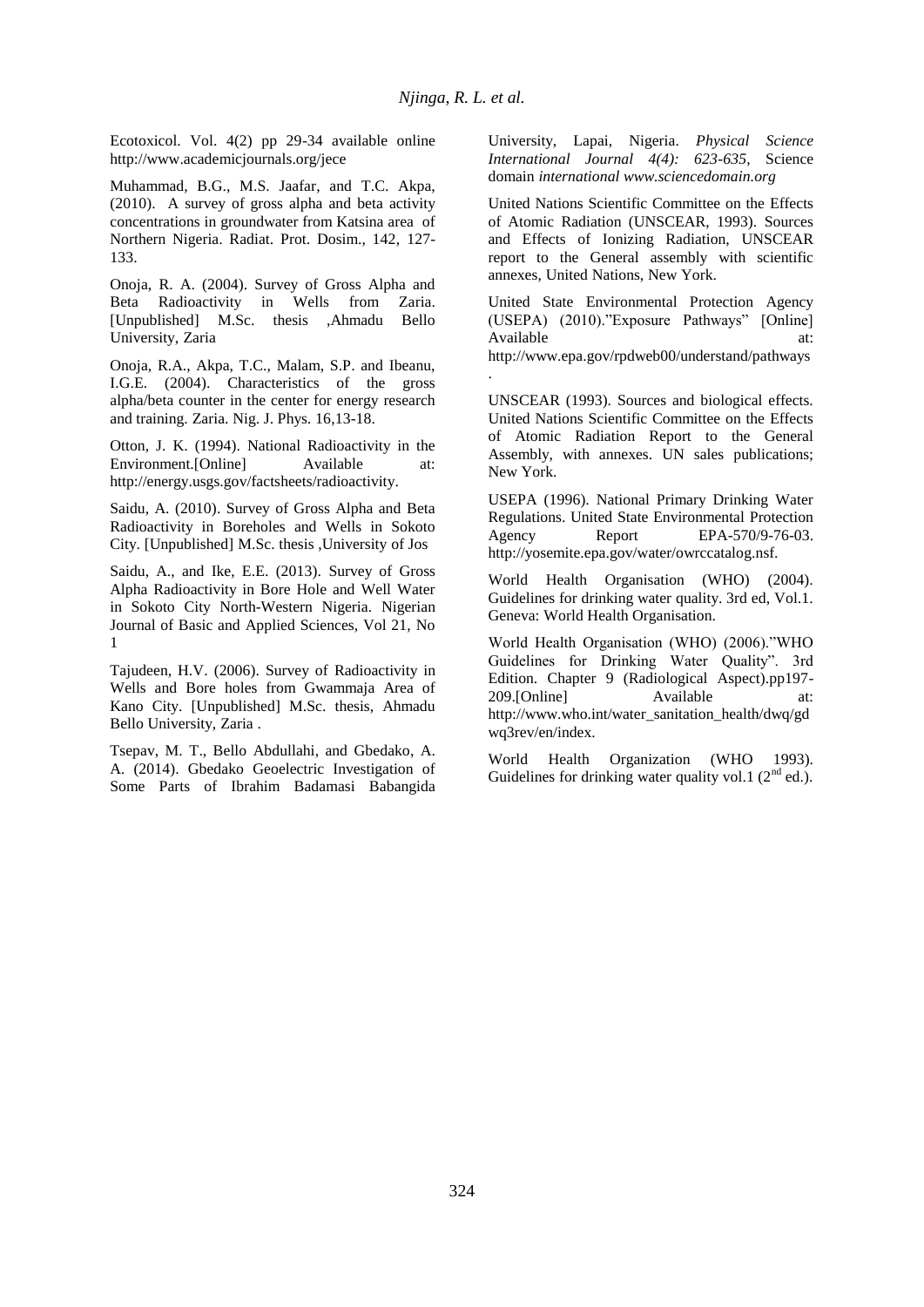Ecotoxicol. Vol. 4(2) pp 29-34 available online http://www.academicjournals.org/jece

Muhammad, B.G., M.S. Jaafar, and T.C. Akpa, (2010). A survey of gross alpha and beta activity concentrations in groundwater from Katsina area of Northern Nigeria. Radiat. Prot. Dosim., 142, 127-133.

Onoja, R. A. (2004). Survey of Gross Alpha and Beta Radioactivity in Wells from Zaria. [Unpublished] M.Sc. thesis ,Ahmadu Bello University, Zaria

Onoja, R.A., Akpa, T.C., Malam, S.P. and Ibeanu, I.G.E. (2004). Characteristics of the gross alpha/beta counter in the center for energy research and training. Zaria. Nig. J. Phys. 16,13-18.

Otton, J. K. (1994). National Radioactivity in the Environment.[Online] Available at: http://energy.usgs.gov/factsheets/radioactivity.

Saidu, A. (2010). Survey of Gross Alpha and Beta Radioactivity in Boreholes and Wells in Sokoto City. [Unpublished] M.Sc. thesis ,University of Jos

Saidu, A., and Ike, E.E. (2013). Survey of Gross Alpha Radioactivity in Bore Hole and Well Water in Sokoto City North-Western Nigeria. Nigerian Journal of Basic and Applied Sciences, Vol 21, No 1

Tajudeen, H.V. (2006). Survey of Radioactivity in Wells and Bore holes from Gwammaja Area of Kano City. [Unpublished] M.Sc. thesis, Ahmadu Bello University, Zaria .

Tsepav, M. T., Bello Abdullahi, and Gbedako, A. A. (2014). Gbedako Geoelectric Investigation of Some Parts of Ibrahim Badamasi Babangida University, Lapai, Nigeria. *Physical Science International Journal 4(4): 623-635,* Science domain *international www.sciencedomain.org*

United Nations Scientific Committee on the Effects of Atomic Radiation (UNSCEAR, 1993). Sources and Effects of Ionizing Radiation, UNSCEAR report to the General assembly with scientific annexes, United Nations, New York.

United State Environmental Protection Agency (USEPA) (2010)."Exposure Pathways" [Online] Available at: http://www.epa.gov/rpdweb00/understand/pathways.

UNSCEAR (1993). Sources and biological effects. United Nations Scientific Committee on the Effects of Atomic Radiation Report to the General Assembly, with annexes. UN sales publications; New York.

USEPA (1996). National Primary Drinking Water Regulations. United State Environmental Protection Agency Report EPA-570/9-76-03. http://yosemite.epa.gov/water/owrccatalog.nsf.

World Health Organisation (WHO) (2004). Guidelines for drinking water quality. 3rd ed, Vol.1. Geneva: World Health Organisation.

World Health Organisation (WHO) (2006)."WHO Guidelines for Drinking Water Quality". 3rd Edition. Chapter 9 (Radiological Aspect).pp197-209.[Online] Available at: http://www.who.int/water_sanitation_health/dwq/gdwq3rev/en/index.

World Health Organization (WHO 1993). Guidelines for drinking water quality vol.1 (2nd ed.).